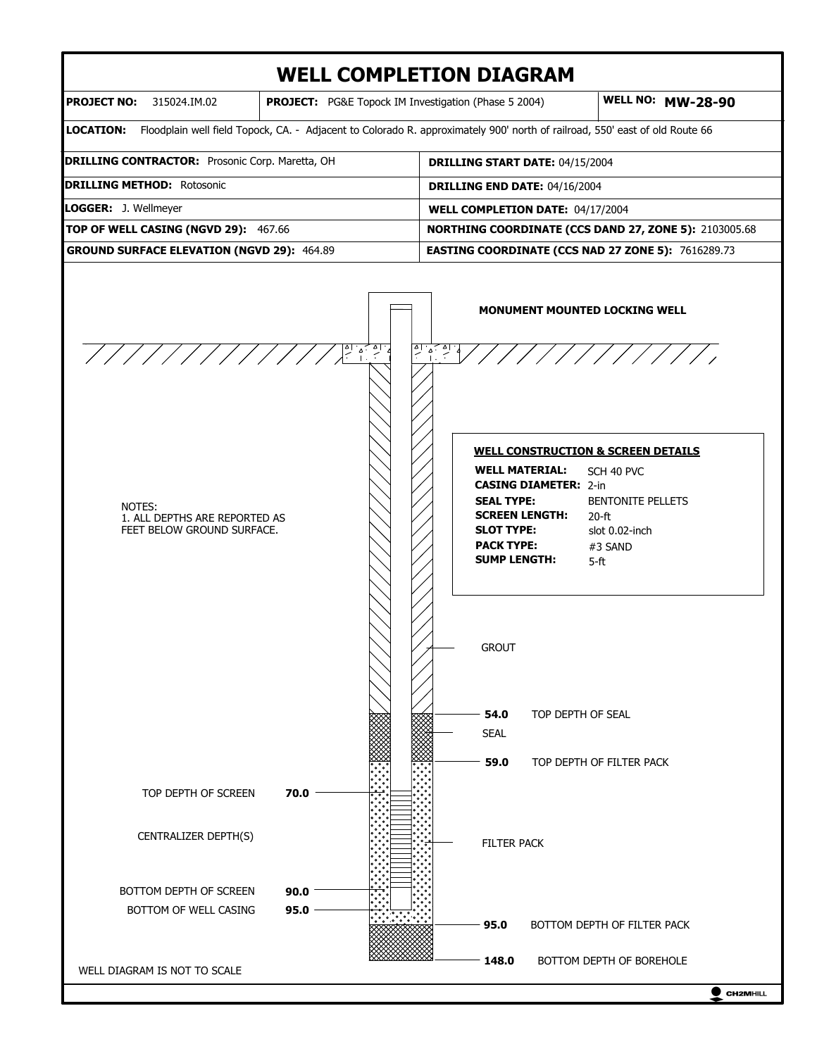# WELL COMPLETION DIAGRAM

| **PROJECT NO:** 315024.IM.02 | **PROJECT:** PG&E Topock IM Investigation (Phase 5 2004) | **WELL NO: MW-28-90** |
|---|---|---|

**LOCATION:** Floodplain well field Topock, CA. - Adjacent to Colorado R. approximately 900' north of railroad, 550' east of old Route 66

| | |
|---|---|
| **DRILLING CONTRACTOR:** Prosonic Corp. Maretta, OH | **DRILLING START DATE:** 04/15/2004 |
| **DRILLING METHOD:** Rotosonic | **DRILLING END DATE:** 04/16/2004 |
| **LOGGER:** J. Wellmeyer | **WELL COMPLETION DATE:** 04/17/2004 |
| **TOP OF WELL CASING (NGVD 29):** 467.66 | **NORTHING COORDINATE (CCS DAND 27, ZONE 5):** 2103005.68 |
| **GROUND SURFACE ELEVATION (NGVD 29):** 464.89 | **EASTING COORDINATE (CCS NAD 27 ZONE 5):** 7616289.73 |

**MONUMENT MOUNTED LOCKING WELL**

NOTES:
1. ALL DEPTHS ARE REPORTED AS FEET BELOW GROUND SURFACE.

**WELL CONSTRUCTION & SCREEN DETAILS**

- **WELL MATERIAL:** SCH 40 PVC
- **CASING DIAMETER:** 2-in
- **SEAL TYPE:** BENTONITE PELLETS
- **SCREEN LENGTH:** 20-ft
- **SLOT TYPE:** slot 0.02-inch
- **PACK TYPE:** #3 SAND
- **SUMP LENGTH:** 5-ft

GROUT

- **54.0** TOP DEPTH OF SEAL
- SEAL
- **59.0** TOP DEPTH OF FILTER PACK
- TOP DEPTH OF SCREEN **70.0**
- CENTRALIZER DEPTH(S)
- FILTER PACK
- BOTTOM DEPTH OF SCREEN **90.0**
- BOTTOM OF WELL CASING **95.0**
- **95.0** BOTTOM DEPTH OF FILTER PACK
- **148.0** BOTTOM DEPTH OF BOREHOLE

WELL DIAGRAM IS NOT TO SCALE

CH2MHILL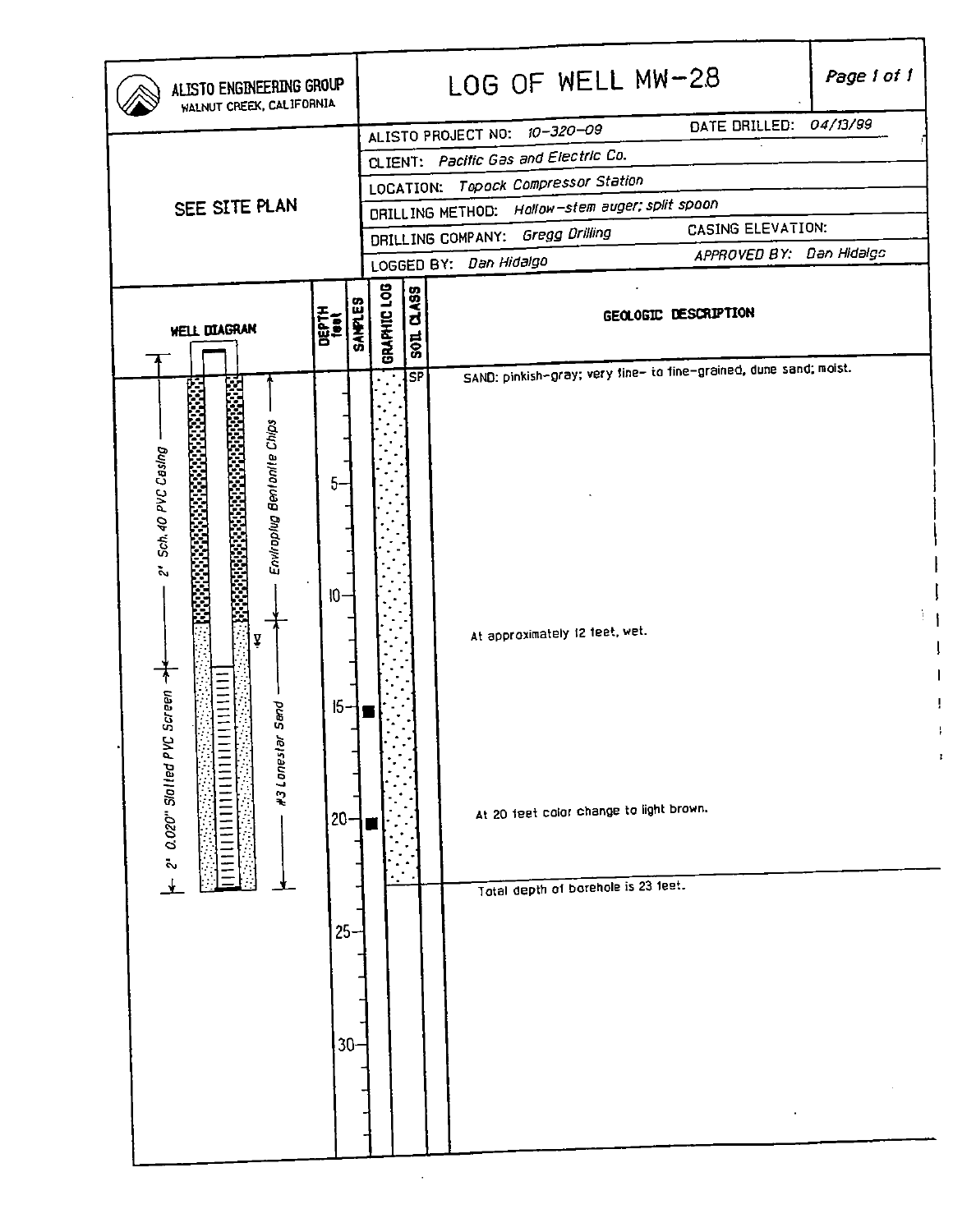# LOG OF WELL MW-28

**ALISTO ENGINEERING GROUP**
WALNUT CREEK, CALIFORNIA

SEE SITE PLAN

| | |
|---|---|
| ALISTO PROJECT NO: *10-320-09* | DATE DRILLED: *04/13/99* |
| CLIENT: *Pacific Gas and Electric Co.* | |
| LOCATION: *Topock Compressor Station* | |
| DRILLING METHOD: *Hollow-stem auger; split spoon* | |
| DRILLING COMPANY: *Gregg Drilling* | CASING ELEVATION: |
| LOGGED BY: *Dan Hidalgo* | APPROVED BY: *Dan Hidalgo* |

**WELL DIAGRAM**

- 2" Sch. 40 PVC Casing
- 2" 0.020" Slotted PVC Screen
- Enviroplug Bentonite Chips
- #3 Lonestar Sand

| DEPTH feet | SAMPLES | SOIL CLASS | GEOLOGIC DESCRIPTION |
|---|---|---|---|
| 0 | | SP | SAND: pinkish-gray; very fine- to fine-grained, dune sand; moist. |
| 12 | | | At approximately 12 feet, wet. |
| 15 | ■ | | |
| 20 | ■ | | At 20 feet color change to light brown. |
| 23 | | | Total depth of borehole is 23 feet. |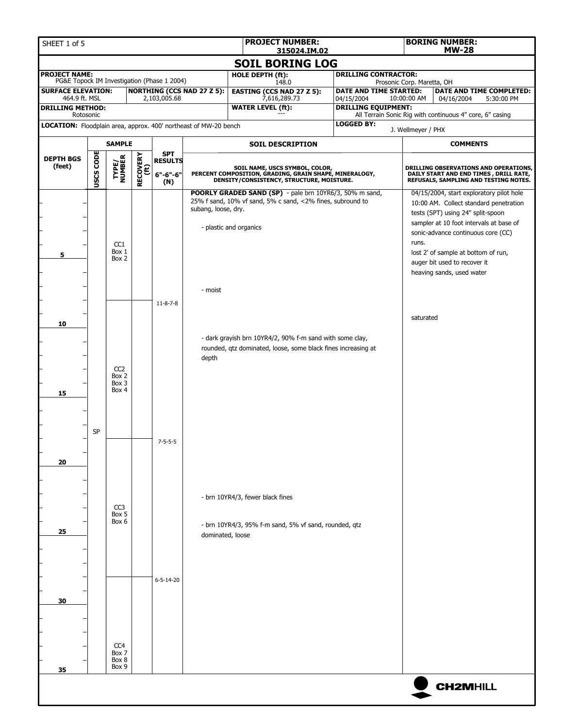SHEET 1 of 5

| PROJECT NUMBER: | BORING NUMBER: |
|---|---|
| 315024.IM.02 | MW-28 |

# SOIL BORING LOG

| | | | |
|---|---|---|---|
| **PROJECT NAME:** PG&E Topock IM Investigation (Phase 1 2004) | | **HOLE DEPTH (ft):** 148.0 | **DRILLING CONTRACTOR:** Prosonic Corp. Maretta, OH |
| **SURFACE ELEVATION:** 464.9 ft. MSL | **NORTHING (CCS NAD 27 Z 5):** 2,103,005.68 | **EASTING (CCS NAD 27 Z 5):** 7,616,289.73 | **DATE AND TIME STARTED:** 04/15/2004 10:00:00 AM / **DATE AND TIME COMPLETED:** 04/16/2004 5:30:00 PM |
| **DRILLING METHOD:** Rotosonic | | **WATER LEVEL (ft):** --- | **DRILLING EQUIPMENT:** All Terrain Sonic Rig with continuous 4" core, 6" casing |
| **LOCATION:** Floodplain area, approx. 400' northeast of MW-20 bench | | | **LOGGED BY:** J. Wellmeyer / PHX |

| DEPTH BGS (feet) | USCS CODE | TYPE/ NUMBER | RECOVERY (ft) | SPT RESULTS 6"-6"-6" (N) | SOIL DESCRIPTION: SOIL NAME, USCS SYMBOL, COLOR, PERCENT COMPOSITION, GRADING, GRAIN SHAPE, MINERALOGY, DENSITY/CONSISTENCY, STRUCTURE, MOISTURE. | COMMENTS: DRILLING OBSERVATIONS AND OPERATIONS, DAILY START AND END TIMES, DRILL RATE, REFUSALS, SAMPLING AND TESTING NOTES. |
|---|---|---|---|---|---|---|
| 0–8 | SP | CC1 Box 1 Box 2 | | | **POORLY GRADED SAND (SP)** - pale brn 10YR6/3, 50% m sand, 25% f sand, 10% vf sand, 5% c sand, <2% fines, subround to subang, loose, dry. <br> - plastic and organics <br> - moist | 04/15/2004, start exploratory pilot hole 10:00 AM. Collect standard penetration tests (SPT) using 24" split-spoon sampler at 10 foot intervals at base of sonic-advance continuous core (CC) runs. <br> lost 2' of sample at bottom of run, auger bit used to recover it <br> heaving sands, used water |
| 8–18 | | CC2 Box 2 Box 3 Box 4 | | 11-8-7-8 | - dark grayish brn 10YR4/2, 90% f-m sand with some clay, rounded, qtz dominated, loose, some black fines increasing at depth | saturated |
| 18–28 | | CC3 Box 5 Box 6 | | 7-5-5-5 | - brn 10YR4/3, fewer black fines <br> - brn 10YR4/3, 95% f-m sand, 5% vf sand, rounded, qtz dominated, loose | |
| 28–35 | | CC4 Box 7 Box 8 Box 9 | | 6-5-14-20 | | |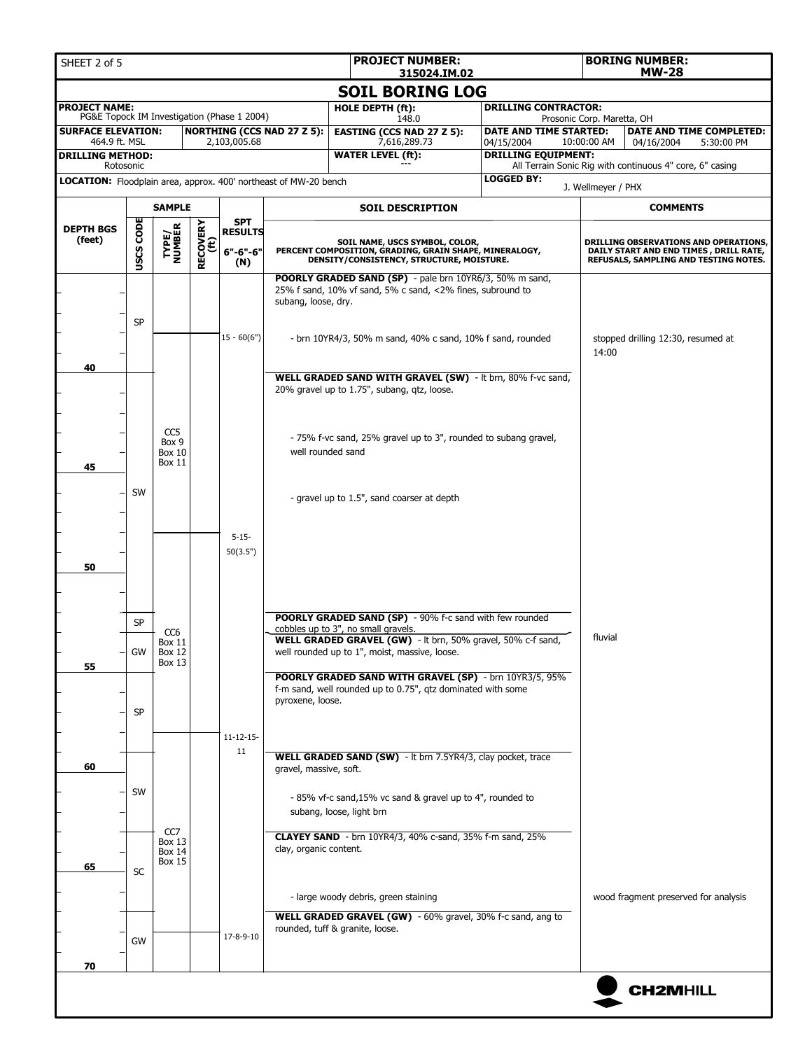| PROJECT NUMBER: 315024.IM.02 | BORING NUMBER: MW-28 |
|---|---|

# SOIL BORING LOG

| | | | |
|---|---|---|---|
| **PROJECT NAME:** PG&E Topock IM Investigation (Phase 1 2004) | **HOLE DEPTH (ft):** 148.0 | **DRILLING CONTRACTOR:** Prosonic Corp. Maretta, OH | |
| **SURFACE ELEVATION:** 464.9 ft. MSL / **NORTHING (CCS NAD 27 Z 5):** 2,103,005.68 | **EASTING (CCS NAD 27 Z 5):** 7,616,289.73 | **DATE AND TIME STARTED:** 04/15/2004 10:00:00 AM | **DATE AND TIME COMPLETED:** 04/16/2004 5:30:00 PM |
| **DRILLING METHOD:** Rotosonic | **WATER LEVEL (ft):** --- | **DRILLING EQUIPMENT:** All Terrain Sonic Rig with continuous 4" core, 6" casing | |
| **LOCATION:** Floodplain area, approx. 400' northeast of MW-20 bench | | **LOGGED BY:** J. Wellmeyer / PHX | |

| DEPTH BGS (feet) | USCS CODE | SAMPLE TYPE/ NUMBER | RECOVERY (ft) | SPT RESULTS 6"-6"-6" (N) | SOIL DESCRIPTION (SOIL NAME, USCS SYMBOL, COLOR, PERCENT COMPOSITION, GRADING, GRAIN SHAPE, MINERALOGY, DENSITY/CONSISTENCY, STRUCTURE, MOISTURE.) | COMMENTS (DRILLING OBSERVATIONS AND OPERATIONS, DAILY START AND END TIMES, DRILL RATE, REFUSALS, SAMPLING AND TESTING NOTES.) |
|---|---|---|---|---|---|---|
| | SP | | | | **POORLY GRADED SAND (SP)** - pale brn 10YR6/3, 50% m sand, 25% f sand, 10% vf sand, 5% c sand, <2% fines, subround to subang, loose, dry. | |
| | | | | 15 - 60(6") | - brn 10YR4/3, 50% m sand, 40% c sand, 10% f sand, rounded | stopped drilling 12:30, resumed at 14:00 |
| 40 | SW | CC5 Box 9 Box 10 Box 11 | | | **WELL GRADED SAND WITH GRAVEL (SW)** - lt brn, 80% f-vc sand, 20% gravel up to 1.75", subang, qtz, loose. | |
| | | | | | - 75% f-vc sand, 25% gravel up to 3", rounded to subang gravel, well rounded sand | |
| 45 | | | | | - gravel up to 1.5", sand coarser at depth | |
| | | | | 5-15-50(3.5") | | |
| 50 | | | | | | |
| | SP | CC6 Box 11 Box 12 Box 13 | | | **POORLY GRADED SAND (SP)** - 90% f-c sand with few rounded cobbles up to 3", no small gravels. | |
| | GW | | | | **WELL GRADED GRAVEL (GW)** - lt brn, 50% gravel, 50% c-f sand, well rounded up to 1", moist, massive, loose. | fluvial |
| 55 | SP | | | | **POORLY GRADED SAND WITH GRAVEL (SP)** - brn 10YR3/5, 95% f-m sand, well rounded up to 0.75", qtz dominated with some pyroxene, loose. | |
| | | | | 11-12-15-11 | | |
| 60 | SW | CC7 Box 13 Box 14 Box 15 | | | **WELL GRADED SAND (SW)** - lt brn 7.5YR4/3, clay pocket, trace gravel, massive, soft. | |
| | | | | | - 85% vf-c sand,15% vc sand & gravel up to 4", rounded to subang, loose, light brn | |
| 65 | SC | | | | **CLAYEY SAND** - brn 10YR4/3, 40% c-sand, 35% f-m sand, 25% clay, organic content. | |
| | | | | | - large woody debris, green staining | wood fragment preserved for analysis |
| | GW | | | 17-8-9-10 | **WELL GRADED GRAVEL (GW)** - 60% gravel, 30% f-c sand, ang to rounded, tuff & granite, loose. | |
| 70 | | | | | | |

CH2MHILL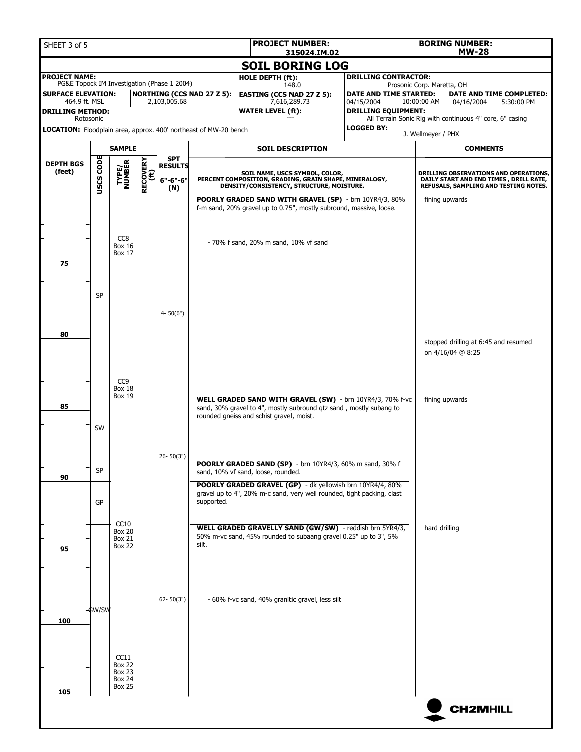**PROJECT NUMBER:** 315024.IM.02

**BORING NUMBER:** MW-28

# SOIL BORING LOG

| | | | |
|---|---|---|---|
| **PROJECT NAME:** PG&E Topock IM Investigation (Phase 1 2004) | | **HOLE DEPTH (ft):** 148.0 | **DRILLING CONTRACTOR:** Prosonic Corp. Maretta, OH |
| **SURFACE ELEVATION:** 464.9 ft. MSL | **NORTHING (CCS NAD 27 Z 5):** 2,103,005.68 | **EASTING (CCS NAD 27 Z 5):** 7,616,289.73 | **DATE AND TIME STARTED:** 04/15/2004 10:00:00 AM — **DATE AND TIME COMPLETED:** 04/16/2004 5:30:00 PM |
| **DRILLING METHOD:** Rotosonic | | **WATER LEVEL (ft):** --- | **DRILLING EQUIPMENT:** All Terrain Sonic Rig with continuous 4" core, 6" casing |
| **LOCATION:** Floodplain area, approx. 400' northeast of MW-20 bench | | | **LOGGED BY:** J. Wellmeyer / PHX |

| DEPTH BGS (feet) | USCS CODE | SAMPLE TYPE/NUMBER | RECOVERY (ft) | SPT RESULTS 6"-6"-6" (N) | SOIL DESCRIPTION (SOIL NAME, USCS SYMBOL, COLOR, PERCENT COMPOSITION, GRADING, GRAIN SHAPE, MINERALOGY, DENSITY/CONSISTENCY, STRUCTURE, MOISTURE.) | COMMENTS (DRILLING OBSERVATIONS AND OPERATIONS, DAILY START AND END TIMES, DRILL RATE, REFUSALS, SAMPLING AND TESTING NOTES.) |
|---|---|---|---|---|---|---|
| | SP | CC8 Box 16 Box 17 | | | **POORLY GRADED SAND WITH GRAVEL (SP)** - brn 10YR4/3, 80% f-m sand, 20% gravel up to 0.75", mostly subround, massive, loose. | fining upwards |
| | | | | | - 70% f sand, 20% m sand, 10% vf sand | |
| 75 | | | | | | |
| | | | | 4- 50(6") | | |
| 80 | | CC9 Box 18 Box 19 | | | | stopped drilling at 6:45 and resumed on 4/16/04 @ 8:25 |
| 85 | SW | | | | **WELL GRADED SAND WITH GRAVEL (SW)** - brn 10YR4/3, 70% f-vc sand, 30% gravel to 4", mostly subround qtz sand , mostly subang to rounded gneiss and schist gravel, moist. | fining upwards |
| | | | | 26- 50(3") | | |
| 90 | SP | | | | **POORLY GRADED SAND (SP)** - brn 10YR4/3, 60% m sand, 30% f sand, 10% vf sand, loose, rounded. | |
| | GP | | | | **POORLY GRADED GRAVEL (GP)** - dk yellowish brn 10YR4/4, 80% gravel up to 4", 20% m-c sand, very well rounded, tight packing, clast supported. | |
| | GW/SW | CC10 Box 20 Box 21 Box 22 | | | **WELL GRADED GRAVELLY SAND (GW/SW)** - reddish brn 5YR4/3, 50% m-vc sand, 45% rounded to subaang gravel 0.25" up to 3", 5% silt. | hard drilling |
| 95 | | | | | | |
| | | | | 62- 50(3") | - 60% f-vc sand, 40% granitic gravel, less silt | |
| 100 | | | | | | |
| | | CC11 Box 22 Box 23 Box 24 Box 25 | | | | |
| 105 | | | | | | |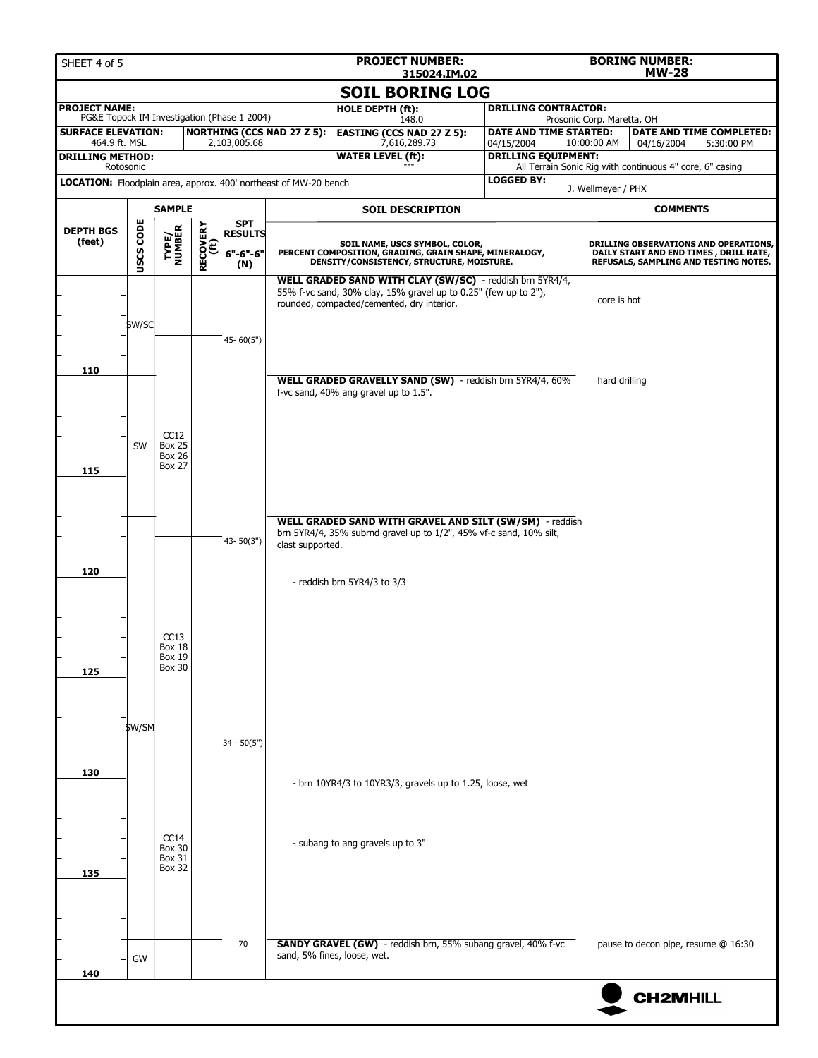| SHEET 4 of 5 | | PROJECT NUMBER: 315024.IM.02 | | BORING NUMBER: MW-28 |
|---|---|---|---|---|

## SOIL BORING LOG

| PROJECT NAME: PG&E Topock IM Investigation (Phase 1 2004) | | HOLE DEPTH (ft): 148.0 | DRILLING CONTRACTOR: Prosonic Corp. Maretta, OH | |
|---|---|---|---|---|
| SURFACE ELEVATION: 464.9 ft. MSL | NORTHING (CCS NAD 27 Z 5): 2,103,005.68 | EASTING (CCS NAD 27 Z 5): 7,616,289.73 | DATE AND TIME STARTED: 04/15/2004 10:00:00 AM | DATE AND TIME COMPLETED: 04/16/2004 5:30:00 PM |
| DRILLING METHOD: Rotosonic | | WATER LEVEL (ft): --- | DRILLING EQUIPMENT: All Terrain Sonic Rig with continuous 4" core, 6" casing | |
| LOCATION: Floodplain area, approx. 400' northeast of MW-20 bench | | | LOGGED BY: J. Wellmeyer / PHX | |

| DEPTH BGS (feet) | USCS CODE | TYPE/ NUMBER | RECOVERY (ft) | SPT RESULTS 6"-6"-6" (N) | SOIL DESCRIPTION: SOIL NAME, USCS SYMBOL, COLOR, PERCENT COMPOSITION, GRADING, GRAIN SHAPE, MINERALOGY, DENSITY/CONSISTENCY, STRUCTURE, MOISTURE. | COMMENTS: DRILLING OBSERVATIONS AND OPERATIONS, DAILY START AND END TIMES, DRILL RATE, REFUSALS, SAMPLING AND TESTING NOTES. |
|---|---|---|---|---|---|---|
| | SW/SC | | | 45- 60(5") | **WELL GRADED SAND WITH CLAY (SW/SC)** - reddish brn 5YR4/4, 55% f-vc sand, 30% clay, 15% gravel up to 0.25" (few up to 2"), rounded, compacted/cemented, dry interior. | core is hot |
| 110 | SW | CC12 Box 25 Box 26 Box 27 | | | **WELL GRADED GRAVELLY SAND (SW)** - reddish brn 5YR4/4, 60% f-vc sand, 40% ang gravel up to 1.5". | hard drilling |
| 115 | | | | | | |
| | SW/SM | | | 43- 50(3") | **WELL GRADED SAND WITH GRAVEL AND SILT (SW/SM)** - reddish brn 5YR4/4, 35% subrnd gravel up to 1/2", 45% vf-c sand, 10% silt, clast supported. | |
| 120 | | CC13 Box 18 Box 19 Box 30 | | | - reddish brn 5YR4/3 to 3/3 | |
| 125 | | | | | | |
| | | | | 34 - 50(5") | | |
| 130 | | CC14 Box 30 Box 31 Box 32 | | | - brn 10YR4/3 to 10YR3/3, gravels up to 1.25, loose, wet | |
| | | | | | - subang to ang gravels up to 3" | |
| 135 | | | | | | |
| | GW | | | 70 | **SANDY GRAVEL (GW)** - reddish brn, 55% subang gravel, 40% f-vc sand, 5% fines, loose, wet. | pause to decon pipe, resume @ 16:30 |
| 140 | | | | | | |

CH2MHILL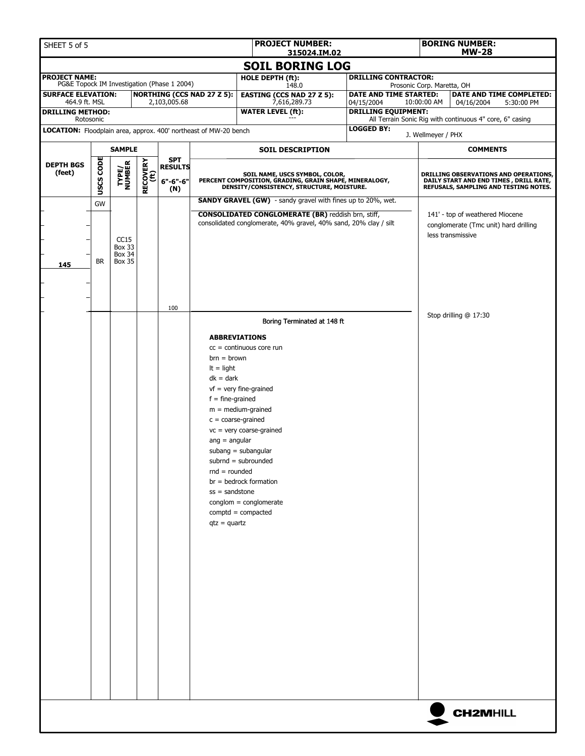| SHEET 5 of 5 | PROJECT NUMBER: 315024.IM.02 | BORING NUMBER: MW-28 |
|---|---|---|

## SOIL BORING LOG

| | | |
|---|---|---|
| **PROJECT NAME:** PG&E Topock IM Investigation (Phase 1 2004) | **HOLE DEPTH (ft):** 148.0 | **DRILLING CONTRACTOR:** Prosonic Corp. Maretta, OH |
| **SURFACE ELEVATION:** 464.9 ft. MSL / **NORTHING (CCS NAD 27 Z 5):** 2,103,005.68 | **EASTING (CCS NAD 27 Z 5):** 7,616,289.73 | **DATE AND TIME STARTED:** 04/15/2004 10:00:00 AM / **DATE AND TIME COMPLETED:** 04/16/2004 5:30:00 PM |
| **DRILLING METHOD:** Rotosonic | **WATER LEVEL (ft):** --- | **DRILLING EQUIPMENT:** All Terrain Sonic Rig with continuous 4" core, 6" casing |
| **LOCATION:** Floodplain area, approx. 400' northeast of MW-20 bench | | **LOGGED BY:** J. Wellmeyer / PHX |

| DEPTH BGS (feet) | USCS CODE | TYPE/ NUMBER | RECOVERY (ft) | SPT RESULTS 6"-6"-6" (N) | SOIL DESCRIPTION<br>SOIL NAME, USCS SYMBOL, COLOR, PERCENT COMPOSITION, GRADING, GRAIN SHAPE, MINERALOGY, DENSITY/CONSISTENCY, STRUCTURE, MOISTURE. | COMMENTS<br>DRILLING OBSERVATIONS AND OPERATIONS, DAILY START AND END TIMES, DRILL RATE, REFUSALS, SAMPLING AND TESTING NOTES. |
|---|---|---|---|---|---|---|
| | GW | | | | **SANDY GRAVEL (GW)** - sandy gravel with fines up to 20%, wet. | |
| 145 | BR | CC15 Box 33 Box 34 Box 35 | | 100 | **CONSOLIDATED CONGLOMERATE (BR)** reddish brn, stiff, consolidated conglomerate, 40% gravel, 40% sand, 20% clay / silt | 141' - top of weathered Miocene conglomerate (Tmc unit) hard drilling less transmissive |
| | | | | | Boring Terminated at 148 ft | Stop drilling @ 17:30 |

**ABBREVIATIONS**

cc = continuous core run
brn = brown
lt = light
dk = dark
vf = very fine-grained
f = fine-grained
m = medium-grained
c = coarse-grained
vc = very coarse-grained
ang = angular
subang = subangular
subrnd = subrounded
rnd = rounded
br = bedrock formation
ss = sandstone
conglom = conglomerate
comptd = compacted
qtz = quartz

CH2MHILL